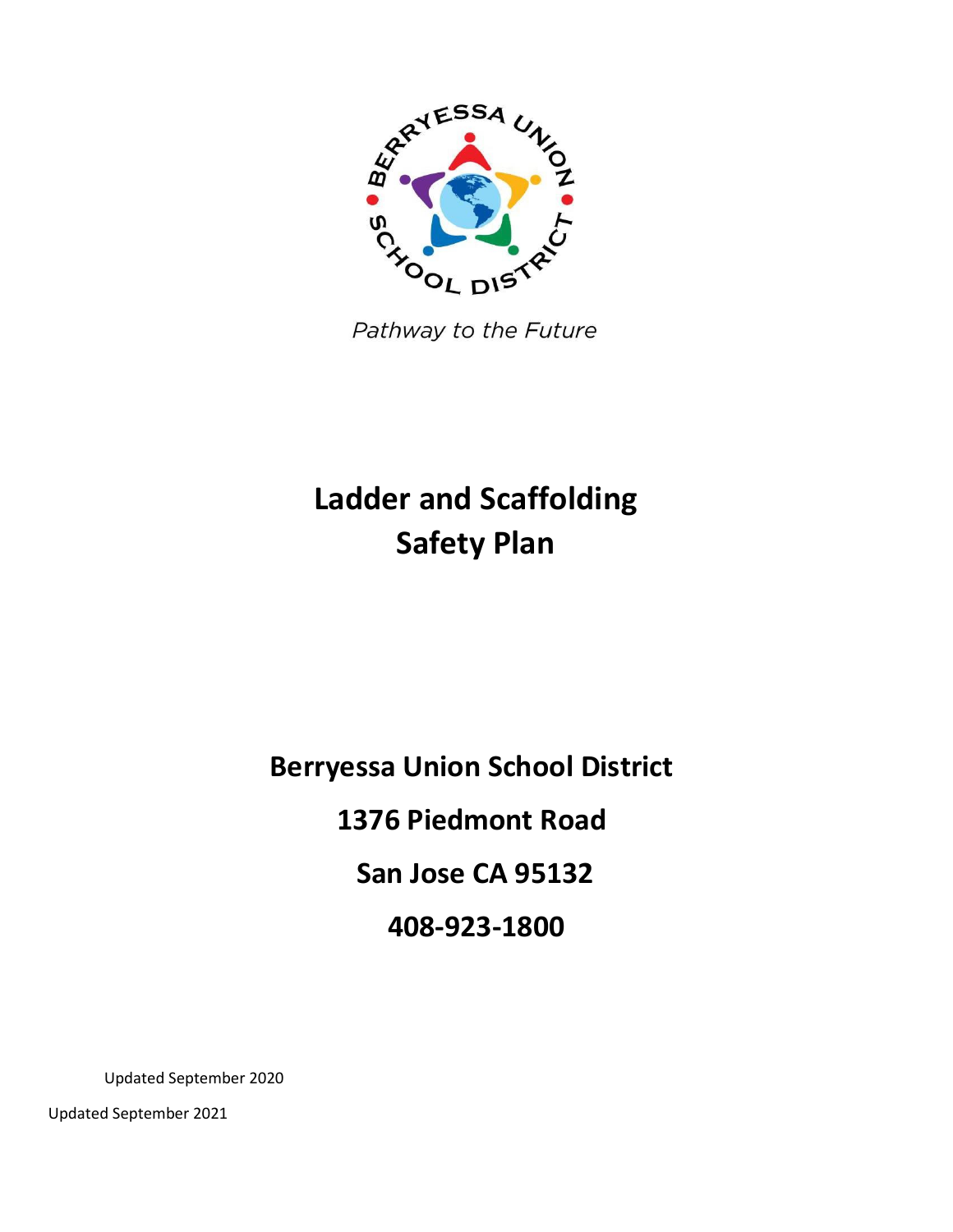BERRYESSA UNION SCHOOL DISTRICT

*Pathway to the Future*

# Ladder and Scaffolding Safety Plan

**Berryessa Union School District**

**1376 Piedmont Road**

**San Jose CA 95132**

**408-923-1800**

Updated September 2020

Updated September 2021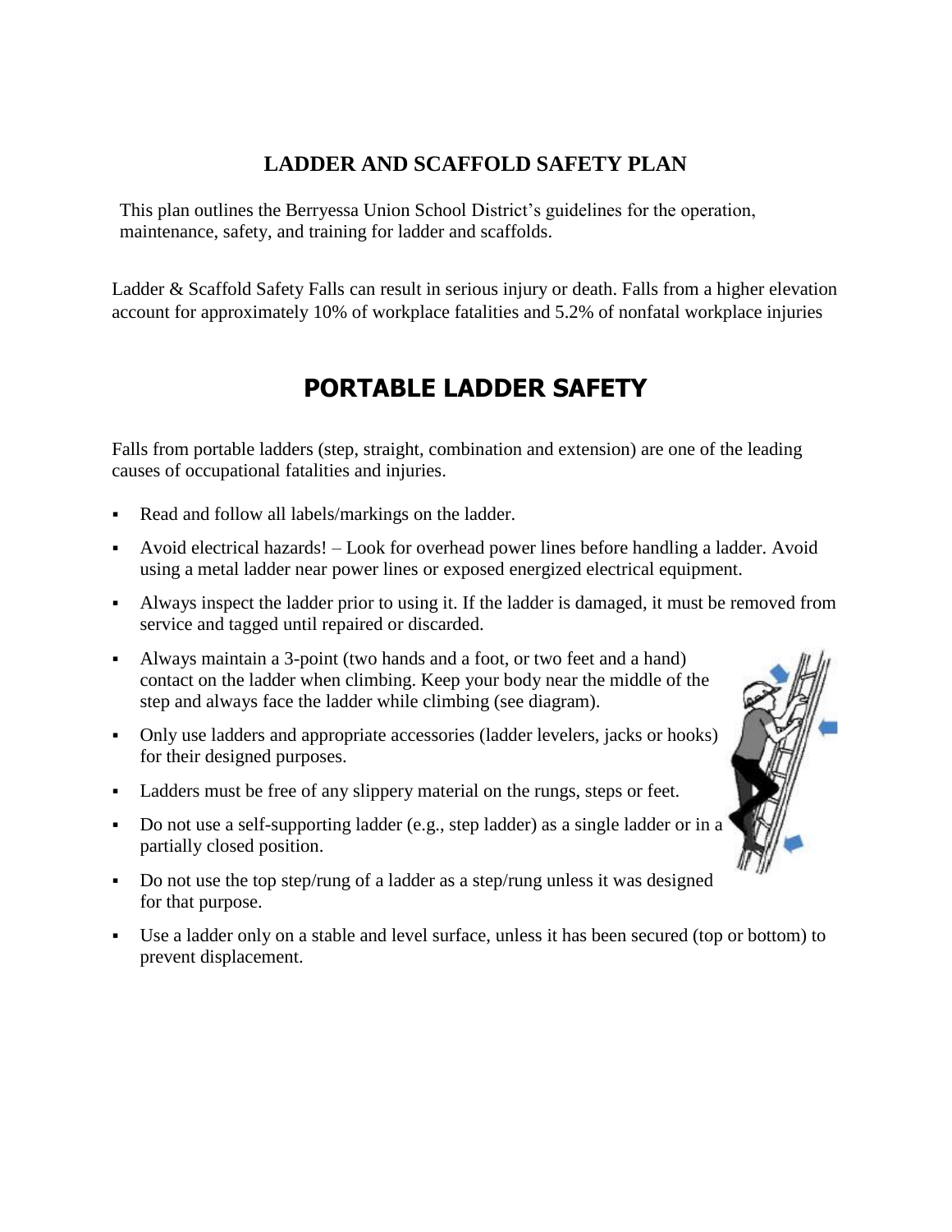## LADDER AND SCAFFOLD SAFETY PLAN

This plan outlines the Berryessa Union School District's guidelines for the operation, maintenance, safety, and training for ladder and scaffolds.

Ladder & Scaffold Safety Falls can result in serious injury or death. Falls from a higher elevation account for approximately 10% of workplace fatalities and 5.2% of nonfatal workplace injuries

# PORTABLE LADDER SAFETY

Falls from portable ladders (step, straight, combination and extension) are one of the leading causes of occupational fatalities and injuries.

- Read and follow all labels/markings on the ladder.
- Avoid electrical hazards! – Look for overhead power lines before handling a ladder. Avoid using a metal ladder near power lines or exposed energized electrical equipment.
- Always inspect the ladder prior to using it. If the ladder is damaged, it must be removed from service and tagged until repaired or discarded.
- Always maintain a 3-point (two hands and a foot, or two feet and a hand) contact on the ladder when climbing. Keep your body near the middle of the step and always face the ladder while climbing (see diagram).
- Only use ladders and appropriate accessories (ladder levelers, jacks or hooks) for their designed purposes.
- Ladders must be free of any slippery material on the rungs, steps or feet.
- Do not use a self-supporting ladder (e.g., step ladder) as a single ladder or in a partially closed position.
- Do not use the top step/rung of a ladder as a step/rung unless it was designed for that purpose.
- Use a ladder only on a stable and level surface, unless it has been secured (top or bottom) to prevent displacement.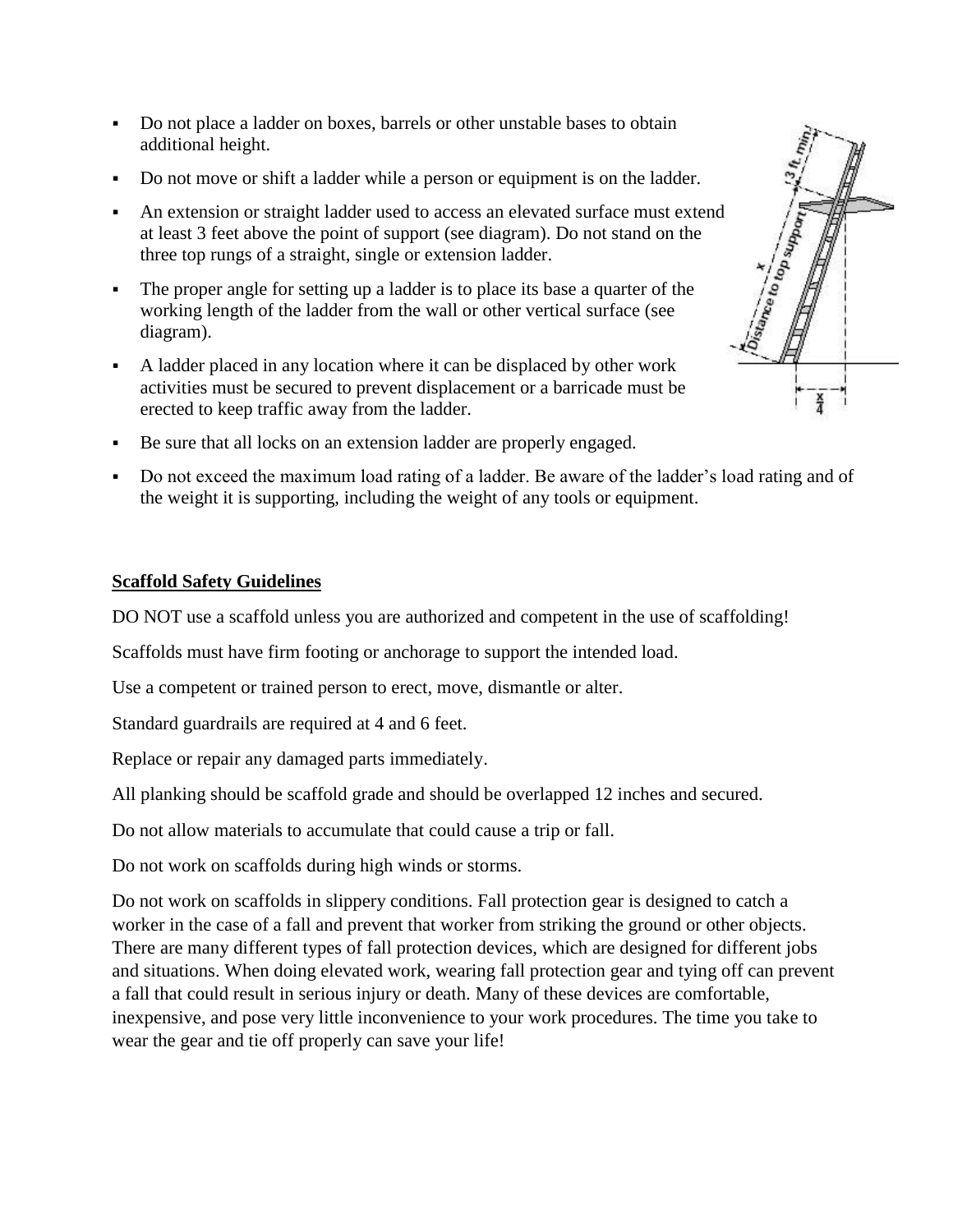- Do not place a ladder on boxes, barrels or other unstable bases to obtain additional height.
- Do not move or shift a ladder while a person or equipment is on the ladder.
- An extension or straight ladder used to access an elevated surface must extend at least 3 feet above the point of support (see diagram). Do not stand on the three top rungs of a straight, single or extension ladder.
- The proper angle for setting up a ladder is to place its base a quarter of the working length of the ladder from the wall or other vertical surface (see diagram).
- A ladder placed in any location where it can be displaced by other work activities must be secured to prevent displacement or a barricade must be erected to keep traffic away from the ladder.
- Be sure that all locks on an extension ladder are properly engaged.
- Do not exceed the maximum load rating of a ladder. Be aware of the ladder's load rating and of the weight it is supporting, including the weight of any tools or equipment.

**Scaffold Safety Guidelines**

DO NOT use a scaffold unless you are authorized and competent in the use of scaffolding!

Scaffolds must have firm footing or anchorage to support the intended load.

Use a competent or trained person to erect, move, dismantle or alter.

Standard guardrails are required at 4 and 6 feet.

Replace or repair any damaged parts immediately.

All planking should be scaffold grade and should be overlapped 12 inches and secured.

Do not allow materials to accumulate that could cause a trip or fall.

Do not work on scaffolds during high winds or storms.

Do not work on scaffolds in slippery conditions. Fall protection gear is designed to catch a worker in the case of a fall and prevent that worker from striking the ground or other objects. There are many different types of fall protection devices, which are designed for different jobs and situations. When doing elevated work, wearing fall protection gear and tying off can prevent a fall that could result in serious injury or death. Many of these devices are comfortable, inexpensive, and pose very little inconvenience to your work procedures. The time you take to wear the gear and tie off properly can save your life!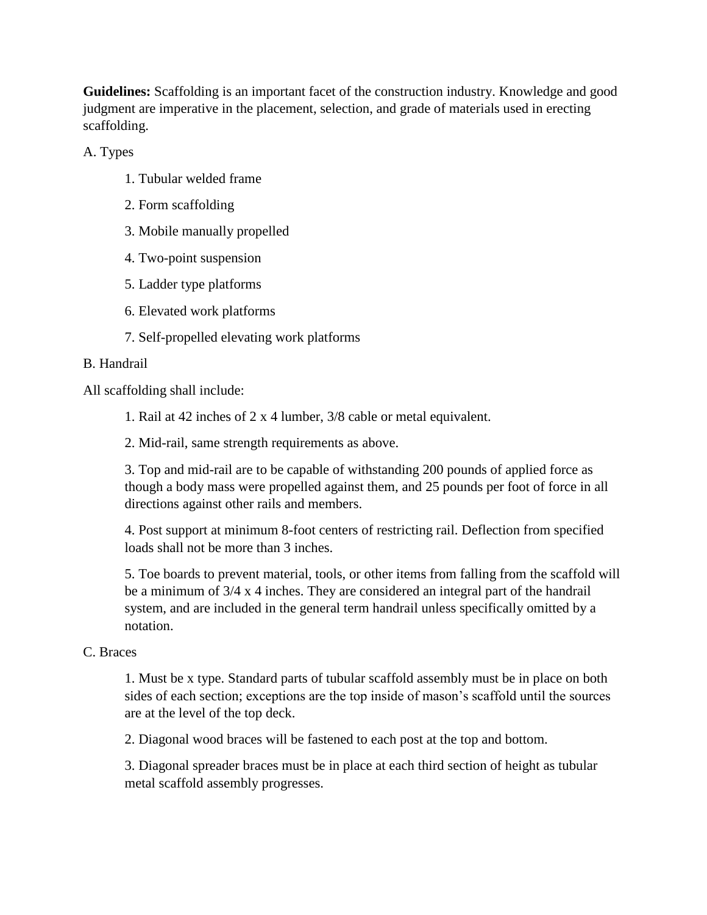**Guidelines:** Scaffolding is an important facet of the construction industry. Knowledge and good judgment are imperative in the placement, selection, and grade of materials used in erecting scaffolding.

A. Types

1. Tubular welded frame
2. Form scaffolding
3. Mobile manually propelled
4. Two-point suspension
5. Ladder type platforms
6. Elevated work platforms
7. Self-propelled elevating work platforms

B. Handrail

All scaffolding shall include:

1. Rail at 42 inches of 2 x 4 lumber, 3/8 cable or metal equivalent.
2. Mid-rail, same strength requirements as above.
3. Top and mid-rail are to be capable of withstanding 200 pounds of applied force as though a body mass were propelled against them, and 25 pounds per foot of force in all directions against other rails and members.
4. Post support at minimum 8-foot centers of restricting rail. Deflection from specified loads shall not be more than 3 inches.
5. Toe boards to prevent material, tools, or other items from falling from the scaffold will be a minimum of 3/4 x 4 inches. They are considered an integral part of the handrail system, and are included in the general term handrail unless specifically omitted by a notation.

C. Braces

1. Must be x type. Standard parts of tubular scaffold assembly must be in place on both sides of each section; exceptions are the top inside of mason's scaffold until the sources are at the level of the top deck.
2. Diagonal wood braces will be fastened to each post at the top and bottom.
3. Diagonal spreader braces must be in place at each third section of height as tubular metal scaffold assembly progresses.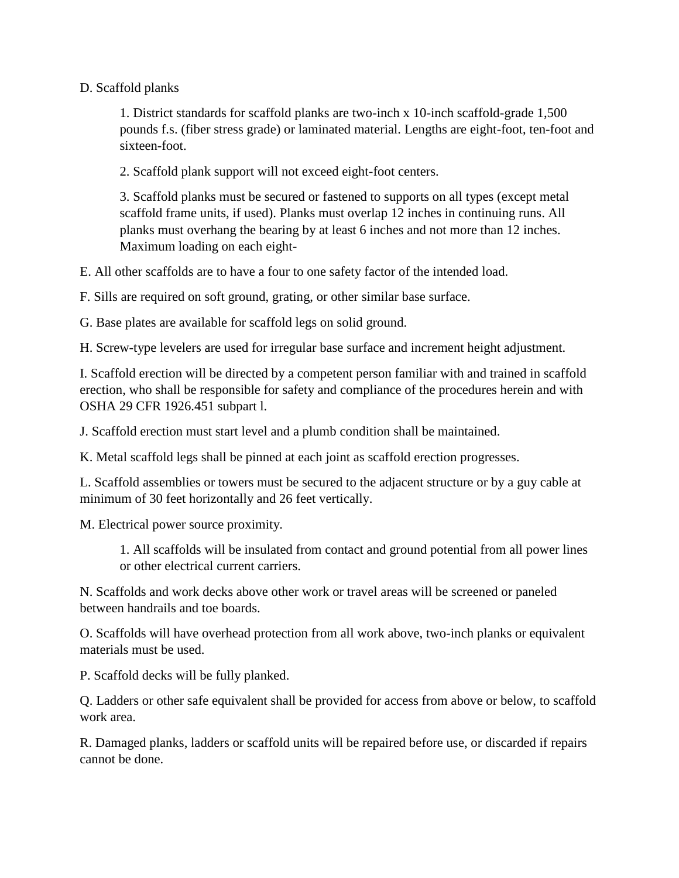D. Scaffold planks

1. District standards for scaffold planks are two-inch x 10-inch scaffold-grade 1,500 pounds f.s. (fiber stress grade) or laminated material. Lengths are eight-foot, ten-foot and sixteen-foot.

2. Scaffold plank support will not exceed eight-foot centers.

3. Scaffold planks must be secured or fastened to supports on all types (except metal scaffold frame units, if used). Planks must overlap 12 inches in continuing runs. All planks must overhang the bearing by at least 6 inches and not more than 12 inches. Maximum loading on each eight-

E. All other scaffolds are to have a four to one safety factor of the intended load.

F. Sills are required on soft ground, grating, or other similar base surface.

G. Base plates are available for scaffold legs on solid ground.

H. Screw-type levelers are used for irregular base surface and increment height adjustment.

I. Scaffold erection will be directed by a competent person familiar with and trained in scaffold erection, who shall be responsible for safety and compliance of the procedures herein and with OSHA 29 CFR 1926.451 subpart l.

J. Scaffold erection must start level and a plumb condition shall be maintained.

K. Metal scaffold legs shall be pinned at each joint as scaffold erection progresses.

L. Scaffold assemblies or towers must be secured to the adjacent structure or by a guy cable at minimum of 30 feet horizontally and 26 feet vertically.

M. Electrical power source proximity.

1. All scaffolds will be insulated from contact and ground potential from all power lines or other electrical current carriers.

N. Scaffolds and work decks above other work or travel areas will be screened or paneled between handrails and toe boards.

O. Scaffolds will have overhead protection from all work above, two-inch planks or equivalent materials must be used.

P. Scaffold decks will be fully planked.

Q. Ladders or other safe equivalent shall be provided for access from above or below, to scaffold work area.

R. Damaged planks, ladders or scaffold units will be repaired before use, or discarded if repairs cannot be done.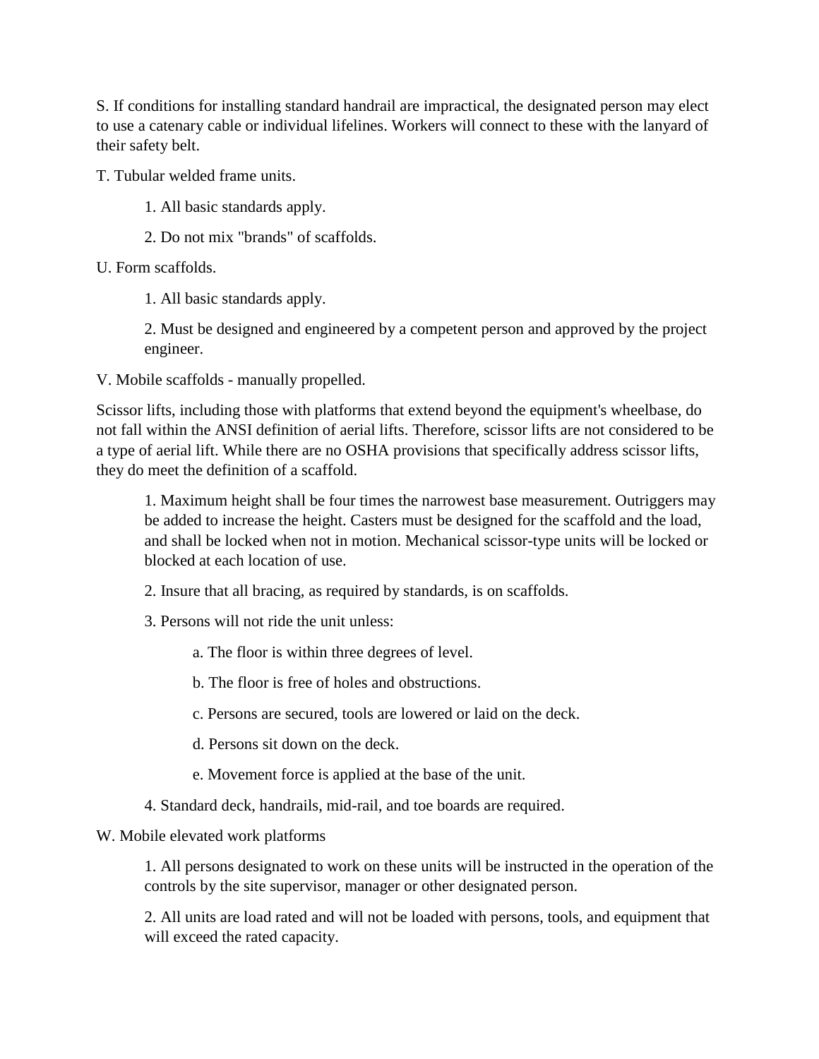S. If conditions for installing standard handrail are impractical, the designated person may elect to use a catenary cable or individual lifelines. Workers will connect to these with the lanyard of their safety belt.

T. Tubular welded frame units.

> 1. All basic standards apply.
>
> 2. Do not mix "brands" of scaffolds.

U. Form scaffolds.

> 1. All basic standards apply.
>
> 2. Must be designed and engineered by a competent person and approved by the project engineer.

V. Mobile scaffolds - manually propelled.

Scissor lifts, including those with platforms that extend beyond the equipment's wheelbase, do not fall within the ANSI definition of aerial lifts. Therefore, scissor lifts are not considered to be a type of aerial lift. While there are no OSHA provisions that specifically address scissor lifts, they do meet the definition of a scaffold.

> 1. Maximum height shall be four times the narrowest base measurement. Outriggers may be added to increase the height. Casters must be designed for the scaffold and the load, and shall be locked when not in motion. Mechanical scissor-type units will be locked or blocked at each location of use.
>
> 2. Insure that all bracing, as required by standards, is on scaffolds.
>
> 3. Persons will not ride the unit unless:
>
> > a. The floor is within three degrees of level.
> >
> > b. The floor is free of holes and obstructions.
> >
> > c. Persons are secured, tools are lowered or laid on the deck.
> >
> > d. Persons sit down on the deck.
> >
> > e. Movement force is applied at the base of the unit.
>
> 4. Standard deck, handrails, mid-rail, and toe boards are required.

W. Mobile elevated work platforms

> 1. All persons designated to work on these units will be instructed in the operation of the controls by the site supervisor, manager or other designated person.
>
> 2. All units are load rated and will not be loaded with persons, tools, and equipment that will exceed the rated capacity.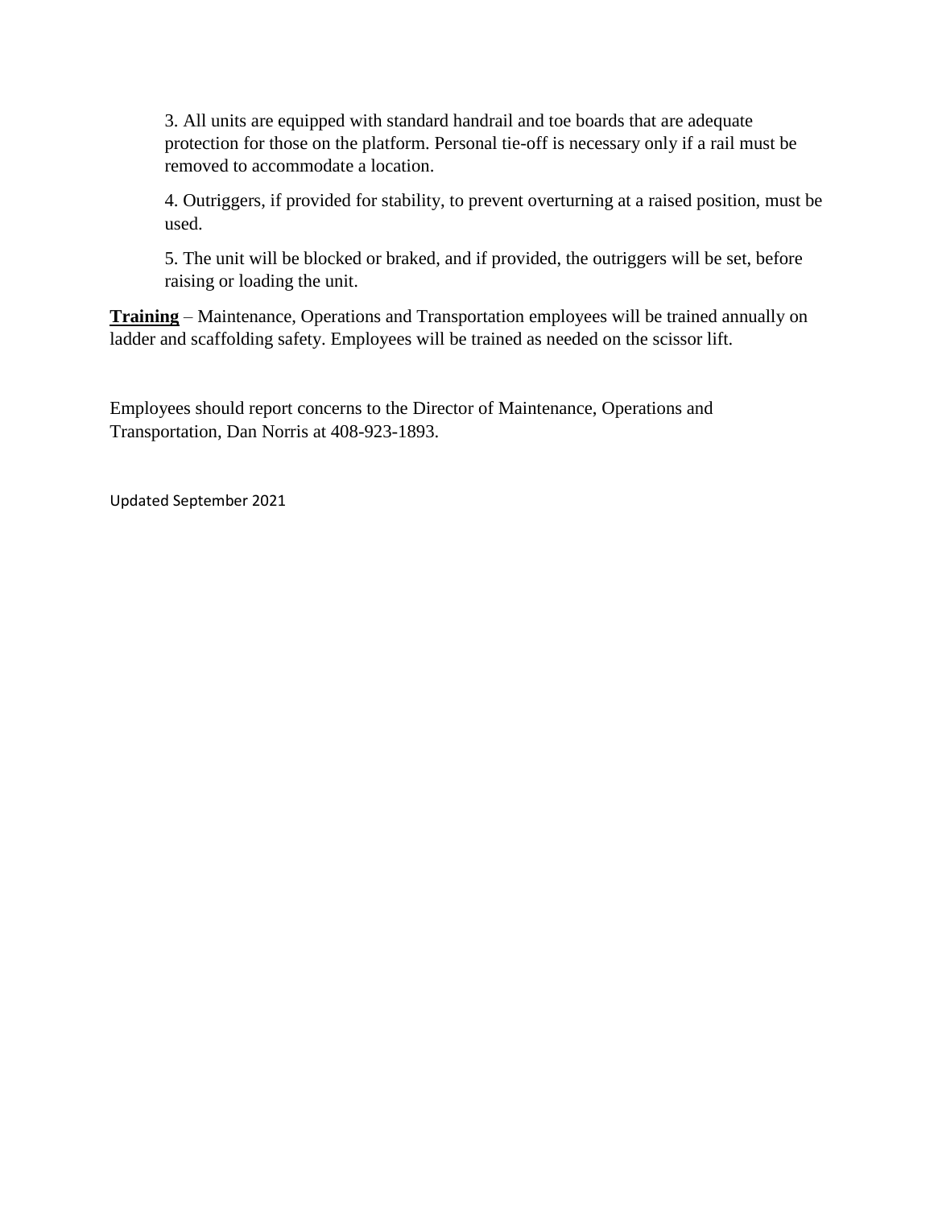3. All units are equipped with standard handrail and toe boards that are adequate protection for those on the platform. Personal tie-off is necessary only if a rail must be removed to accommodate a location.

4. Outriggers, if provided for stability, to prevent overturning at a raised position, must be used.

5. The unit will be blocked or braked, and if provided, the outriggers will be set, before raising or loading the unit.

**Training** – Maintenance, Operations and Transportation employees will be trained annually on ladder and scaffolding safety. Employees will be trained as needed on the scissor lift.

Employees should report concerns to the Director of Maintenance, Operations and Transportation, Dan Norris at 408-923-1893.

Updated September 2021